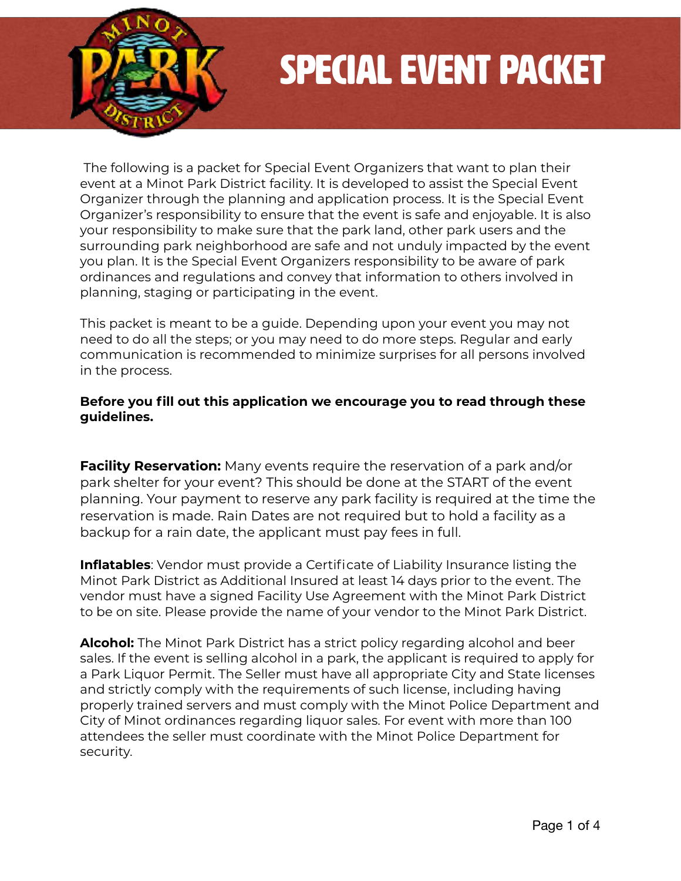# SPECIAL EVENT PACKET

The following is a packet for Special Event Organizers that want to plan their event at a Minot Park District facility. It is developed to assist the Special Event Organizer through the planning and application process. It is the Special Event Organizer's responsibility to ensure that the event is safe and enjoyable. It is also your responsibility to make sure that the park land, other park users and the surrounding park neighborhood are safe and not unduly impacted by the event you plan. It is the Special Event Organizers responsibility to be aware of park ordinances and regulations and convey that information to others involved in planning, staging or participating in the event.

This packet is meant to be a guide. Depending upon your event you may not need to do all the steps; or you may need to do more steps. Regular and early communication is recommended to minimize surprises for all persons involved in the process.

**Before you fill out this application we encourage you to read through these guidelines.**

**Facility Reservation:** Many events require the reservation of a park and/or park shelter for your event? This should be done at the START of the event planning. Your payment to reserve any park facility is required at the time the reservation is made. Rain Dates are not required but to hold a facility as a backup for a rain date, the applicant must pay fees in full.

**Inflatables**: Vendor must provide a Certificate of Liability Insurance listing the Minot Park District as Additional Insured at least 14 days prior to the event. The vendor must have a signed Facility Use Agreement with the Minot Park District to be on site. Please provide the name of your vendor to the Minot Park District.

**Alcohol:** The Minot Park District has a strict policy regarding alcohol and beer sales. If the event is selling alcohol in a park, the applicant is required to apply for a Park Liquor Permit. The Seller must have all appropriate City and State licenses and strictly comply with the requirements of such license, including having properly trained servers and must comply with the Minot Police Department and City of Minot ordinances regarding liquor sales. For event with more than 100 attendees the seller must coordinate with the Minot Police Department for security.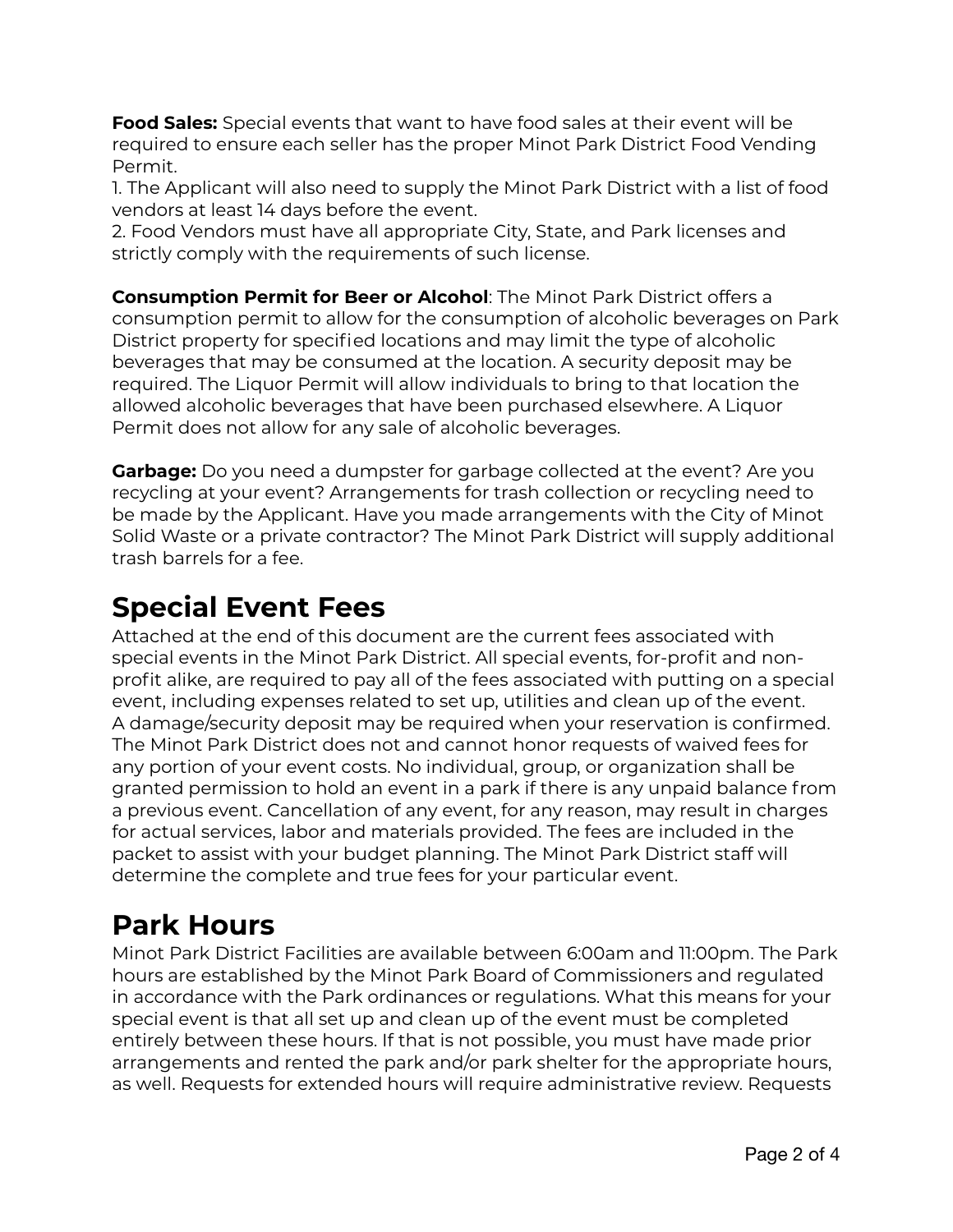**Food Sales:** Special events that want to have food sales at their event will be required to ensure each seller has the proper Minot Park District Food Vending Permit.

1. The Applicant will also need to supply the Minot Park District with a list of food vendors at least 14 days before the event.
2. Food Vendors must have all appropriate City, State, and Park licenses and strictly comply with the requirements of such license.

**Consumption Permit for Beer or Alcohol**: The Minot Park District offers a consumption permit to allow for the consumption of alcoholic beverages on Park District property for specified locations and may limit the type of alcoholic beverages that may be consumed at the location. A security deposit may be required. The Liquor Permit will allow individuals to bring to that location the allowed alcoholic beverages that have been purchased elsewhere. A Liquor Permit does not allow for any sale of alcoholic beverages.

**Garbage:** Do you need a dumpster for garbage collected at the event? Are you recycling at your event? Arrangements for trash collection or recycling need to be made by the Applicant. Have you made arrangements with the City of Minot Solid Waste or a private contractor? The Minot Park District will supply additional trash barrels for a fee.

# Special Event Fees

Attached at the end of this document are the current fees associated with special events in the Minot Park District. All special events, for-profit and non-profit alike, are required to pay all of the fees associated with putting on a special event, including expenses related to set up, utilities and clean up of the event. A damage/security deposit may be required when your reservation is confirmed. The Minot Park District does not and cannot honor requests of waived fees for any portion of your event costs. No individual, group, or organization shall be granted permission to hold an event in a park if there is any unpaid balance from a previous event. Cancellation of any event, for any reason, may result in charges for actual services, labor and materials provided. The fees are included in the packet to assist with your budget planning. The Minot Park District staff will determine the complete and true fees for your particular event.

# Park Hours

Minot Park District Facilities are available between 6:00am and 11:00pm. The Park hours are established by the Minot Park Board of Commissioners and regulated in accordance with the Park ordinances or regulations. What this means for your special event is that all set up and clean up of the event must be completed entirely between these hours. If that is not possible, you must have made prior arrangements and rented the park and/or park shelter for the appropriate hours, as well. Requests for extended hours will require administrative review. Requests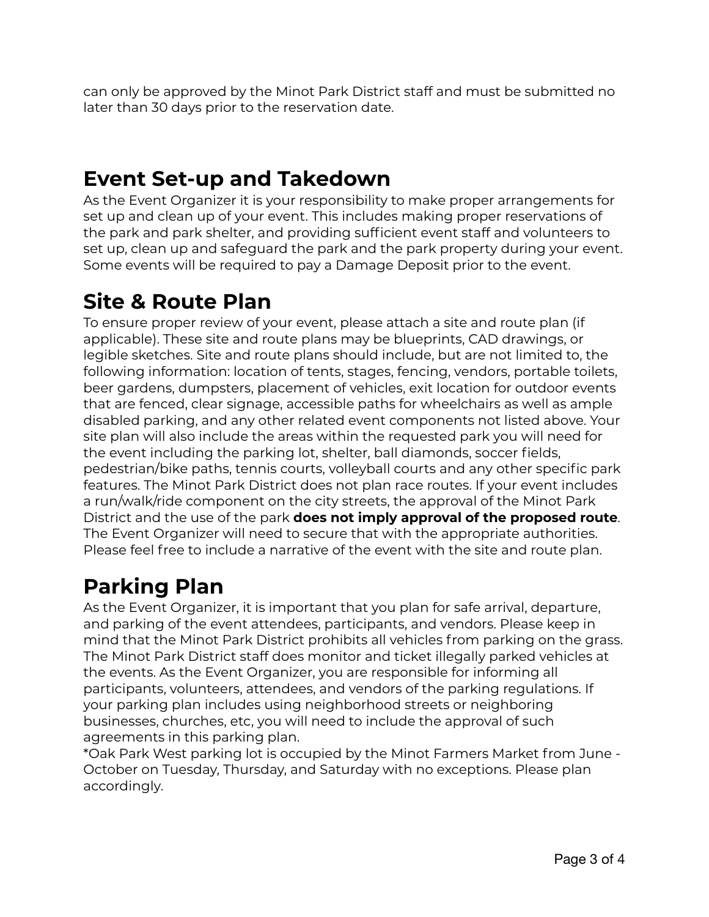can only be approved by the Minot Park District staff and must be submitted no later than 30 days prior to the reservation date.

## Event Set-up and Takedown

As the Event Organizer it is your responsibility to make proper arrangements for set up and clean up of your event. This includes making proper reservations of the park and park shelter, and providing sufficient event staff and volunteers to set up, clean up and safeguard the park and the park property during your event. Some events will be required to pay a Damage Deposit prior to the event.

## Site & Route Plan

To ensure proper review of your event, please attach a site and route plan (if applicable). These site and route plans may be blueprints, CAD drawings, or legible sketches. Site and route plans should include, but are not limited to, the following information: location of tents, stages, fencing, vendors, portable toilets, beer gardens, dumpsters, placement of vehicles, exit location for outdoor events that are fenced, clear signage, accessible paths for wheelchairs as well as ample disabled parking, and any other related event components not listed above. Your site plan will also include the areas within the requested park you will need for the event including the parking lot, shelter, ball diamonds, soccer fields, pedestrian/bike paths, tennis courts, volleyball courts and any other specific park features. The Minot Park District does not plan race routes. If your event includes a run/walk/ride component on the city streets, the approval of the Minot Park District and the use of the park **does not imply approval of the proposed route**. The Event Organizer will need to secure that with the appropriate authorities. Please feel free to include a narrative of the event with the site and route plan.

## Parking Plan

As the Event Organizer, it is important that you plan for safe arrival, departure, and parking of the event attendees, participants, and vendors. Please keep in mind that the Minot Park District prohibits all vehicles from parking on the grass. The Minot Park District staff does monitor and ticket illegally parked vehicles at the events. As the Event Organizer, you are responsible for informing all participants, volunteers, attendees, and vendors of the parking regulations. If your parking plan includes using neighborhood streets or neighboring businesses, churches, etc, you will need to include the approval of such agreements in this parking plan.

*Oak Park West parking lot is occupied by the Minot Farmers Market from June - October on Tuesday, Thursday, and Saturday with no exceptions. Please plan accordingly.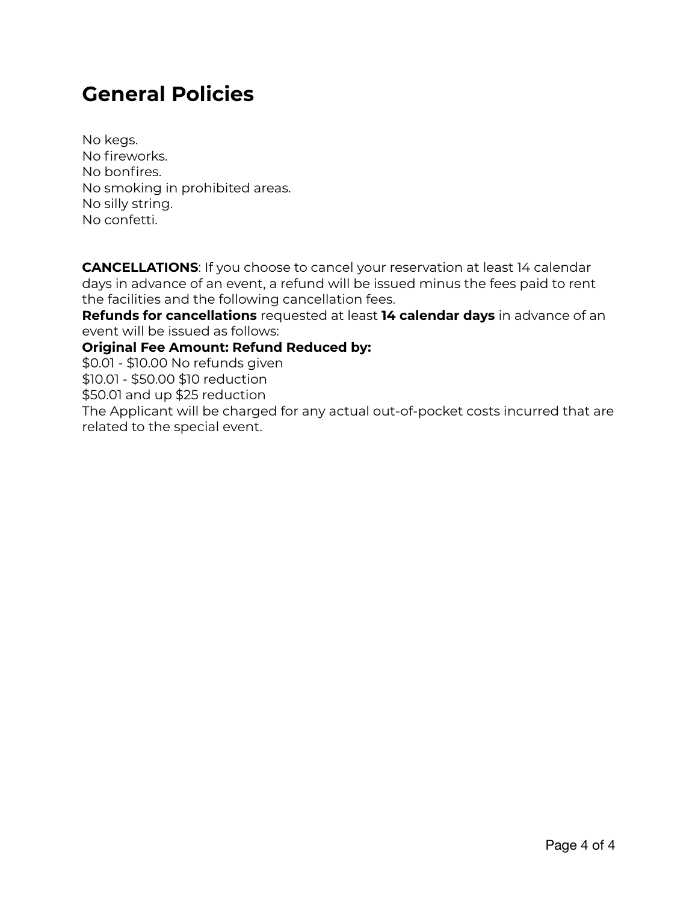# General Policies

No kegs.
No fireworks.
No bonfires.
No smoking in prohibited areas.
No silly string.
No confetti.

**CANCELLATIONS**: If you choose to cancel your reservation at least 14 calendar days in advance of an event, a refund will be issued minus the fees paid to rent the facilities and the following cancellation fees.
**Refunds for cancellations** requested at least **14 calendar days** in advance of an event will be issued as follows:
**Original Fee Amount: Refund Reduced by:**
$0.01 - $10.00 No refunds given
$10.01 - $50.00 $10 reduction
$50.01 and up $25 reduction
The Applicant will be charged for any actual out-of-pocket costs incurred that are related to the special event.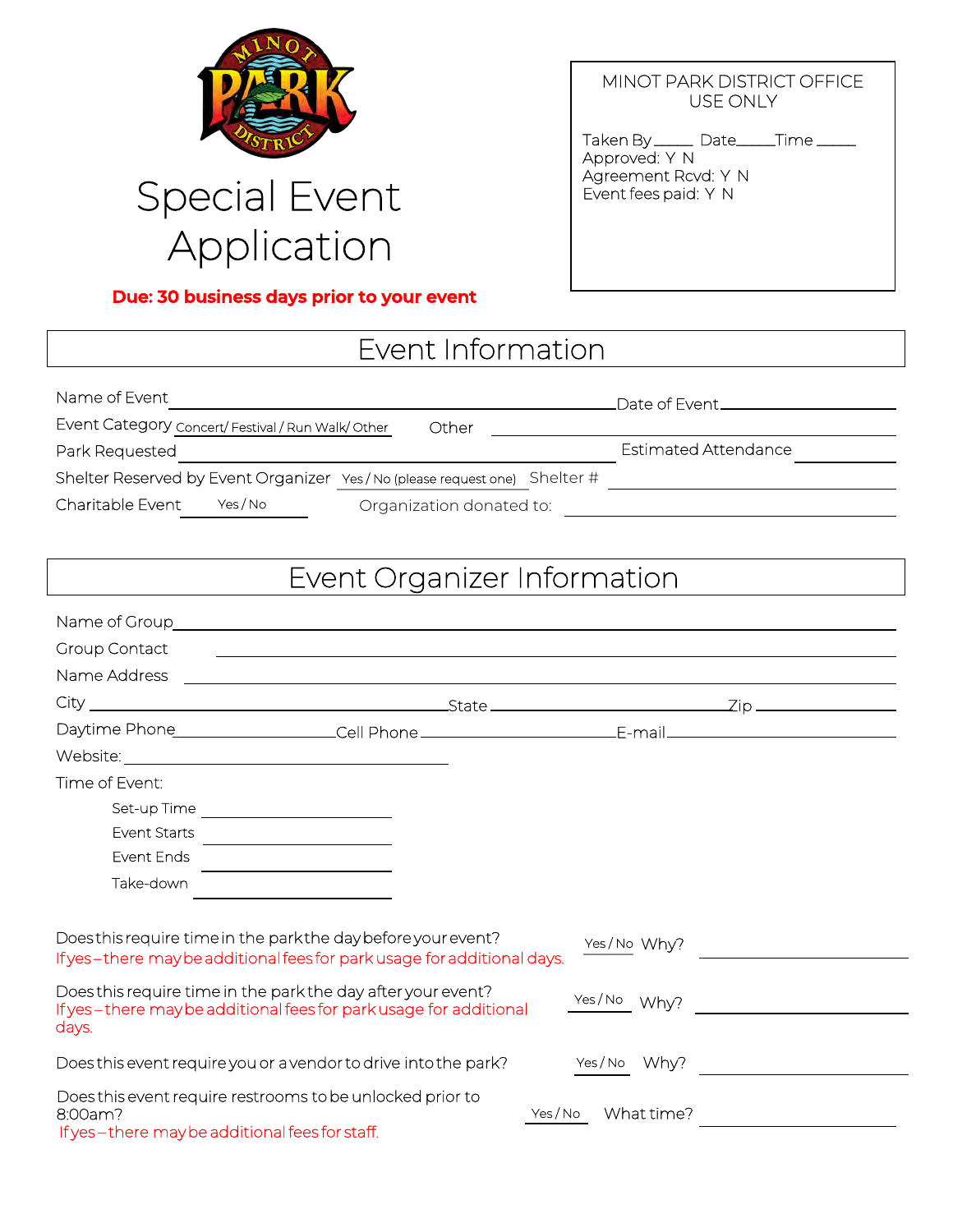# Special Event Application

**Due: 30 business days prior to your event**

MINOT PARK DISTRICT OFFICE USE ONLY

Taken By_____ Date_____Time _____
Approved: Y N
Agreement Rcvd: Y N
Event fees paid: Y N

## Event Information

Name of Event ______________________________ Date of Event ______________

Event Category Concert/ Festival / Run Walk/ Other    Other ______________

Park Requested ______________________________ Estimated Attendance ______________

Shelter Reserved by Event Organizer Yes / No (please request one)    Shelter # ______________

Charitable Event Yes / No    Organization donated to: ______________

## Event Organizer Information

Name of Group ______________________________

Group Contact ______________________________

Name Address ______________________________

City ______________ State ______________ Zip ______________

Daytime Phone ______________ Cell Phone ______________ E-mail ______________

Website: ______________

Time of Event:

- Set-up Time ______________
- Event Starts ______________
- Event Ends ______________
- Take-down ______________

Does this require time in the park the day before your event? Yes / No Why? ______________
If yes – there may be additional fees for park usage for additional days.

Does this require time in the park the day after your event? Yes / No Why? ______________
If yes – there may be additional fees for park usage for additional days.

Does this event require you or a vendor to drive into the park? Yes / No Why? ______________

Does this event require restrooms to be unlocked prior to 8:00am? Yes / No What time? ______________
If yes – there may be additional fees for staff.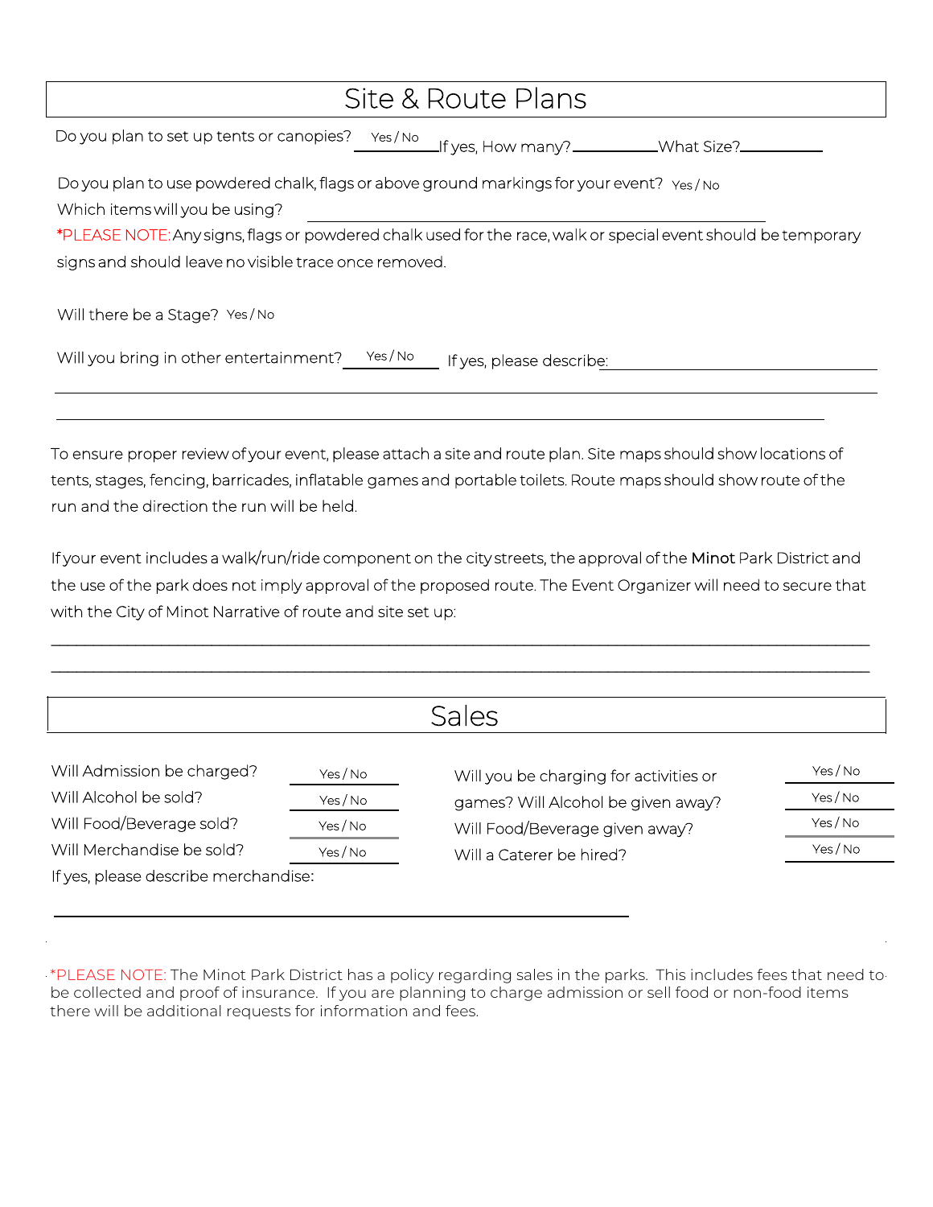# Site & Route Plans

Do you plan to set up tents or canopies? Yes / No If yes, How many?__________ What Size?__________

Do you plan to use powdered chalk, flags or above ground markings for your event? Yes / No

Which items will you be using? ______________________________________________

*PLEASE NOTE: Any signs, flags or powdered chalk used for the race, walk or special event should be temporary signs and should leave no visible trace once removed.

Will there be a Stage? Yes / No

Will you bring in other entertainment? Yes / No If yes, please describe: ______________________________

______________________________________________________________________________

______________________________________________________________________________

To ensure proper review of your event, please attach a site and route plan. Site maps should show locations of tents, stages, fencing, barricades, inflatable games and portable toilets. Route maps should show route of the run and the direction the run will be held.

If your event includes a walk/run/ride component on the city streets, the approval of the Minot Park District and the use of the park does not imply approval of the proposed route. The Event Organizer will need to secure that with the City of Minot Narrative of route and site set up:

______________________________________________________________________________

______________________________________________________________________________

# Sales

Will Admission be charged? Yes / No

Will Alcohol be sold? Yes / No

Will Food/Beverage sold? Yes / No

Will Merchandise be sold? Yes / No

If yes, please describe merchandise:

______________________________________________________________________________

Will you be charging for activities or games? Yes / No

Will Alcohol be given away? Yes / No

Will Food/Beverage given away? Yes / No

Will a Caterer be hired? Yes / No

*PLEASE NOTE: The Minot Park District has a policy regarding sales in the parks. This includes fees that need to be collected and proof of insurance. If you are planning to charge admission or sell food or non-food items there will be additional requests for information and fees.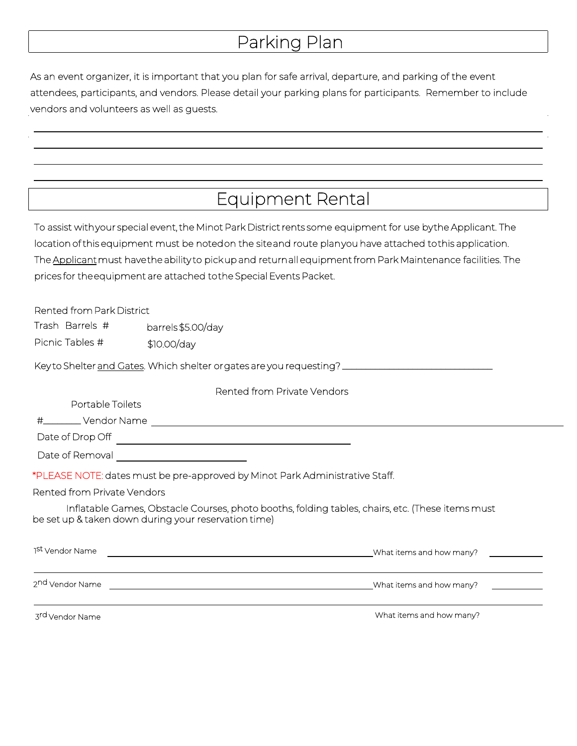# Parking Plan

As an event organizer, it is important that you plan for safe arrival, departure, and parking of the event attendees, participants, and vendors. Please detail your parking plans for participants. Remember to include vendors and volunteers as well as guests.

______________________________________________________________________________

______________________________________________________________________________

______________________________________________________________________________

______________________________________________________________________________

# Equipment Rental

To assist with your special event, the Minot Park District rents some equipment for use by the Applicant. The location of this equipment must be noted on the site and route plan you have attached to this application. The Applicant must have the ability to pick up and return all equipment from Park Maintenance facilities. The prices for the equipment are attached to the Special Events Packet.

Rented from Park District

Trash Barrels # barrels $5.00/day

Picnic Tables # $10.00/day

Key to Shelter and Gates. Which shelter or gates are you requesting? ______________________________

Rented from Private Vendors

Portable Toilets

#________ Vendor Name ______________________________________________________________

Date of Drop Off ______________________________________________

Date of Removal __________________________

*PLEASE NOTE: dates must be pre-approved by Minot Park Administrative Staff.

Rented from Private Vendors

Inflatable Games, Obstacle Courses, photo booths, folding tables, chairs, etc. (These items must be set up & taken down during your reservation time)

1st Vendor Name ________________________________________________ What items and how many? __________

______________________________________________________________________________

2nd Vendor Name ________________________________________________ What items and how many? __________

______________________________________________________________________________

3rd Vendor Name What items and how many?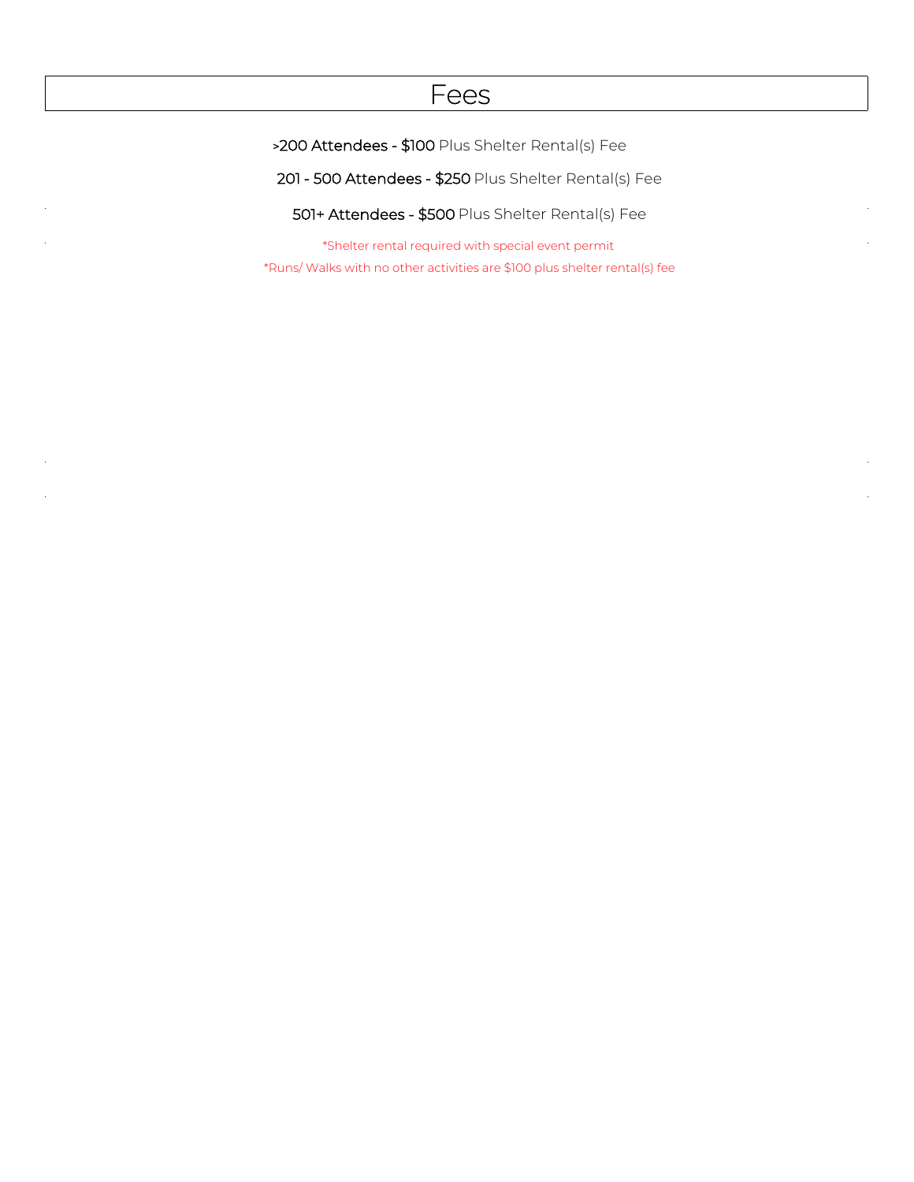# Fees

**>200 Attendees - $100** Plus Shelter Rental(s) Fee

**201 - 500 Attendees - $250** Plus Shelter Rental(s) Fee

**501+ Attendees - $500** Plus Shelter Rental(s) Fee

*Shelter rental required with special event permit

*Runs/ Walks with no other activities are $100 plus shelter rental(s) fee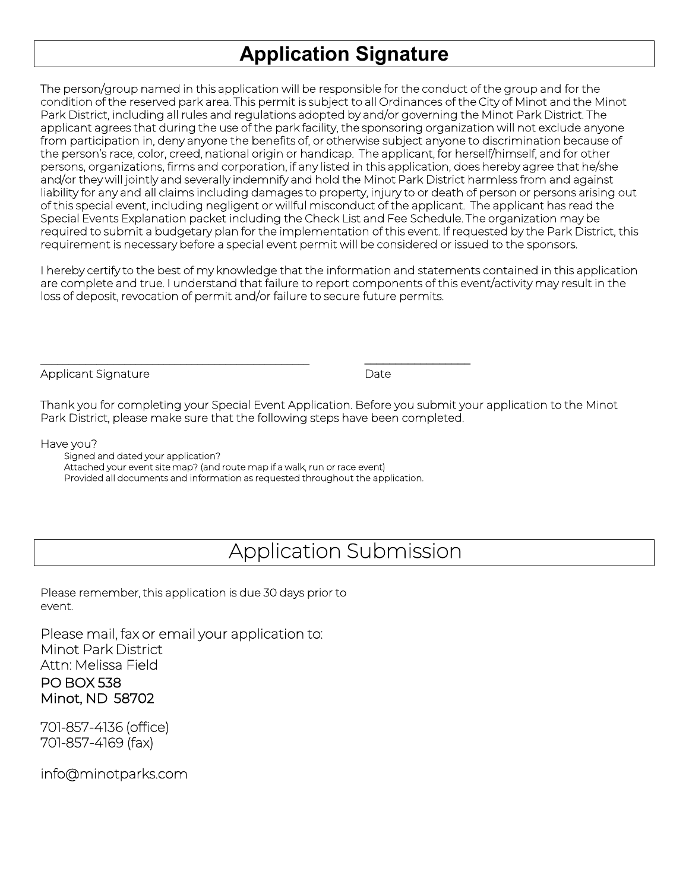# Application Signature

The person/group named in this application will be responsible for the conduct of the group and for the condition of the reserved park area. This permit is subject to all Ordinances of the City of Minot and the Minot Park District, including all rules and regulations adopted by and/or governing the Minot Park District. The applicant agrees that during the use of the park facility, the sponsoring organization will not exclude anyone from participation in, deny anyone the benefits of, or otherwise subject anyone to discrimination because of the person's race, color, creed, national origin or handicap. The applicant, for herself/himself, and for other persons, organizations, firms and corporation, if any listed in this application, does hereby agree that he/she and/or they will jointly and severally indemnify and hold the Minot Park District harmless from and against liability for any and all claims including damages to property, injury to or death of person or persons arising out of this special event, including negligent or willful misconduct of the applicant. The applicant has read the Special Events Explanation packet including the Check List and Fee Schedule. The organization may be required to submit a budgetary plan for the implementation of this event. If requested by the Park District, this requirement is necessary before a special event permit will be considered or issued to the sponsors.

I hereby certify to the best of my knowledge that the information and statements contained in this application are complete and true. I understand that failure to report components of this event/activity may result in the loss of deposit, revocation of permit and/or failure to secure future permits.

_______________________________________________ ___________________

Applicant Signature Date

Thank you for completing your Special Event Application. Before you submit your application to the Minot Park District, please make sure that the following steps have been completed.

Have you?

- Signed and dated your application?
- Attached your event site map? (and route map if a walk, run or race event)
- Provided all documents and information as requested throughout the application.

# Application Submission

Please remember, this application is due 30 days prior to event.

Please mail, fax or email your application to:
Minot Park District
Attn: Melissa Field
PO BOX 538
Minot, ND 58702

701-857-4136 (office)
701-857-4169 (fax)

info@minotparks.com